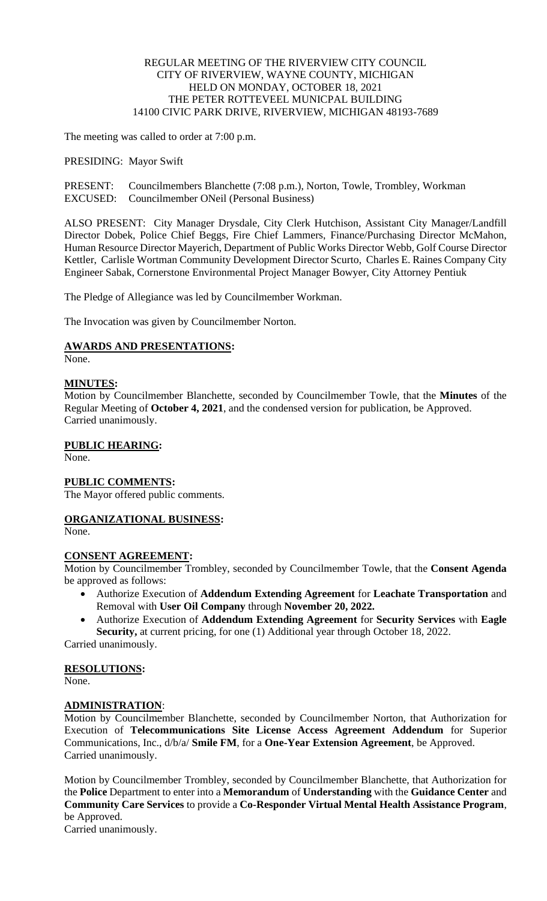REGULAR MEETING OF THE RIVERVIEW CITY COUNCIL
CITY OF RIVERVIEW, WAYNE COUNTY, MICHIGAN
HELD ON MONDAY, OCTOBER 18, 2021
THE PETER ROTTEVEEL MUNICPAL BUILDING
14100 CIVIC PARK DRIVE, RIVERVIEW, MICHIGAN 48193-7689

The meeting was called to order at 7:00 p.m.

PRESIDING: Mayor Swift

PRESENT: Councilmembers Blanchette (7:08 p.m.), Norton, Towle, Trombley, Workman
EXCUSED: Councilmember ONeil (Personal Business)

ALSO PRESENT: City Manager Drysdale, City Clerk Hutchison, Assistant City Manager/Landfill Director Dobek, Police Chief Beggs, Fire Chief Lammers, Finance/Purchasing Director McMahon, Human Resource Director Mayerich, Department of Public Works Director Webb, Golf Course Director Kettler, Carlisle Wortman Community Development Director Scurto, Charles E. Raines Company City Engineer Sabak, Cornerstone Environmental Project Manager Bowyer, City Attorney Pentiuk

The Pledge of Allegiance was led by Councilmember Workman.

The Invocation was given by Councilmember Norton.

**AWARDS AND PRESENTATIONS:**
None.

**MINUTES:**
Motion by Councilmember Blanchette, seconded by Councilmember Towle, that the **Minutes** of the Regular Meeting of **October 4, 2021**, and the condensed version for publication, be Approved.
Carried unanimously.

**PUBLIC HEARING:**
None.

**PUBLIC COMMENTS:**
The Mayor offered public comments.

**ORGANIZATIONAL BUSINESS:**
None.

**CONSENT AGREEMENT:**
Motion by Councilmember Trombley, seconded by Councilmember Towle, that the **Consent Agenda** be approved as follows:

- Authorize Execution of **Addendum Extending Agreement** for **Leachate Transportation** and Removal with **User Oil Company** through **November 20, 2022.**
- Authorize Execution of **Addendum Extending Agreement** for **Security Services** with **Eagle Security,** at current pricing, for one (1) Additional year through October 18, 2022.

Carried unanimously.

**RESOLUTIONS:**
None.

**ADMINISTRATION**:
Motion by Councilmember Blanchette, seconded by Councilmember Norton, that Authorization for Execution of **Telecommunications Site License Access Agreement Addendum** for Superior Communications, Inc., d/b/a/ **Smile FM**, for a **One-Year Extension Agreement**, be Approved.
Carried unanimously.

Motion by Councilmember Trombley, seconded by Councilmember Blanchette, that Authorization for the **Police** Department to enter into a **Memorandum** of **Understanding** with the **Guidance Center** and **Community Care Services** to provide a **Co-Responder Virtual Mental Health Assistance Program**, be Approved.
Carried unanimously.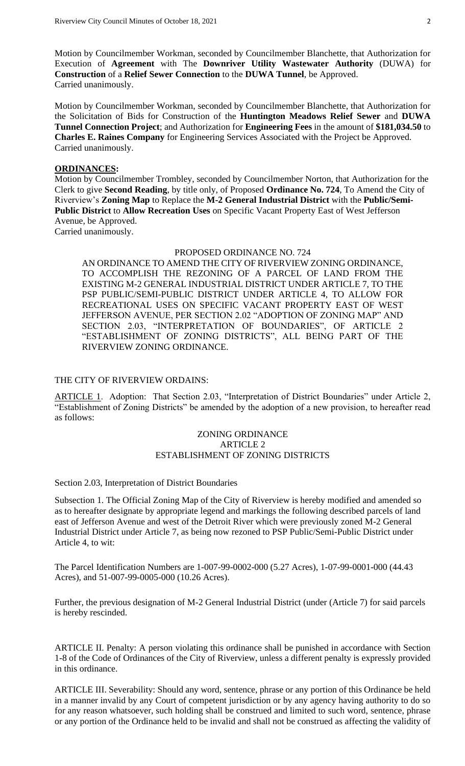Motion by Councilmember Workman, seconded by Councilmember Blanchette, that Authorization for Execution of **Agreement** with The **Downriver Utility Wastewater Authority** (DUWA) for **Construction** of a **Relief Sewer Connection** to the **DUWA Tunnel**, be Approved.
Carried unanimously.

Motion by Councilmember Workman, seconded by Councilmember Blanchette, that Authorization for the Solicitation of Bids for Construction of the **Huntington Meadows Relief Sewer** and **DUWA Tunnel Connection Project**; and Authorization for **Engineering Fees** in the amount of **$181,034.50** to **Charles E. Raines Company** for Engineering Services Associated with the Project be Approved.
Carried unanimously.

**ORDINANCES:**

Motion by Councilmember Trombley, seconded by Councilmember Norton, that Authorization for the Clerk to give **Second Reading**, by title only, of Proposed **Ordinance No. 724**, To Amend the City of Riverview's **Zoning Map** to Replace the **M-2 General Industrial District** with the **Public/Semi-Public District** to **Allow Recreation Uses** on Specific Vacant Property East of West Jefferson Avenue, be Approved.
Carried unanimously.

PROPOSED ORDINANCE NO. 724

AN ORDINANCE TO AMEND THE CITY OF RIVERVIEW ZONING ORDINANCE, TO ACCOMPLISH THE REZONING OF A PARCEL OF LAND FROM THE EXISTING M-2 GENERAL INDUSTRIAL DISTRICT UNDER ARTICLE 7, TO THE PSP PUBLIC/SEMI-PUBLIC DISTRICT UNDER ARTICLE 4, TO ALLOW FOR RECREATIONAL USES ON SPECIFIC VACANT PROPERTY EAST OF WEST JEFFERSON AVENUE, PER SECTION 2.02 "ADOPTION OF ZONING MAP" AND SECTION 2.03, "INTERPRETATION OF BOUNDARIES", OF ARTICLE 2 "ESTABLISHMENT OF ZONING DISTRICTS", ALL BEING PART OF THE RIVERVIEW ZONING ORDINANCE.

THE CITY OF RIVERVIEW ORDAINS:

ARTICLE 1. Adoption: That Section 2.03, "Interpretation of District Boundaries" under Article 2, "Establishment of Zoning Districts" be amended by the adoption of a new provision, to hereafter read as follows:

ZONING ORDINANCE
ARTICLE 2
ESTABLISHMENT OF ZONING DISTRICTS

Section 2.03, Interpretation of District Boundaries

Subsection 1. The Official Zoning Map of the City of Riverview is hereby modified and amended so as to hereafter designate by appropriate legend and markings the following described parcels of land east of Jefferson Avenue and west of the Detroit River which were previously zoned M-2 General Industrial District under Article 7, as being now rezoned to PSP Public/Semi-Public District under Article 4, to wit:

The Parcel Identification Numbers are 1-007-99-0002-000 (5.27 Acres), 1-07-99-0001-000 (44.43 Acres), and 51-007-99-0005-000 (10.26 Acres).

Further, the previous designation of M-2 General Industrial District (under (Article 7) for said parcels is hereby rescinded.

ARTICLE II. Penalty: A person violating this ordinance shall be punished in accordance with Section 1-8 of the Code of Ordinances of the City of Riverview, unless a different penalty is expressly provided in this ordinance.

ARTICLE III. Severability: Should any word, sentence, phrase or any portion of this Ordinance be held in a manner invalid by any Court of competent jurisdiction or by any agency having authority to do so for any reason whatsoever, such holding shall be construed and limited to such word, sentence, phrase or any portion of the Ordinance held to be invalid and shall not be construed as affecting the validity of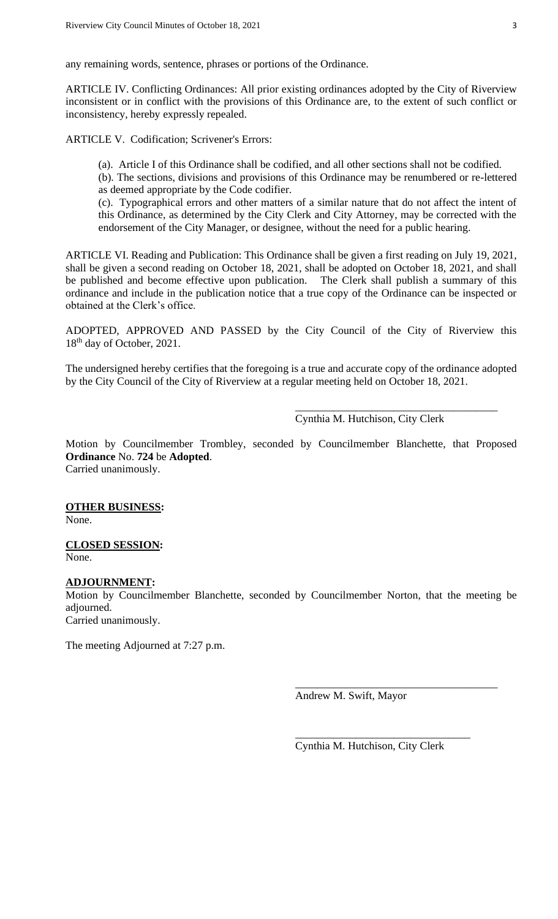any remaining words, sentence, phrases or portions of the Ordinance.

ARTICLE IV. Conflicting Ordinances: All prior existing ordinances adopted by the City of Riverview inconsistent or in conflict with the provisions of this Ordinance are, to the extent of such conflict or inconsistency, hereby expressly repealed.

ARTICLE V. Codification; Scrivener's Errors:

(a). Article I of this Ordinance shall be codified, and all other sections shall not be codified.
(b). The sections, divisions and provisions of this Ordinance may be renumbered or re-lettered as deemed appropriate by the Code codifier.
(c). Typographical errors and other matters of a similar nature that do not affect the intent of this Ordinance, as determined by the City Clerk and City Attorney, may be corrected with the endorsement of the City Manager, or designee, without the need for a public hearing.

ARTICLE VI. Reading and Publication: This Ordinance shall be given a first reading on July 19, 2021, shall be given a second reading on October 18, 2021, shall be adopted on October 18, 2021, and shall be published and become effective upon publication. The Clerk shall publish a summary of this ordinance and include in the publication notice that a true copy of the Ordinance can be inspected or obtained at the Clerk's office.

ADOPTED, APPROVED AND PASSED by the City Council of the City of Riverview this 18th day of October, 2021.

The undersigned hereby certifies that the foregoing is a true and accurate copy of the ordinance adopted by the City Council of the City of Riverview at a regular meeting held on October 18, 2021.

_____________________________________
Cynthia M. Hutchison, City Clerk

Motion by Councilmember Trombley, seconded by Councilmember Blanchette, that Proposed **Ordinance** No. **724** be **Adopted**.
Carried unanimously.

**OTHER BUSINESS:**
None.

**CLOSED SESSION:**
None.

**ADJOURNMENT:**
Motion by Councilmember Blanchette, seconded by Councilmember Norton, that the meeting be adjourned.
Carried unanimously.

The meeting Adjourned at 7:27 p.m.

_____________________________________
Andrew M. Swift, Mayor

_____________________________________
Cynthia M. Hutchison, City Clerk